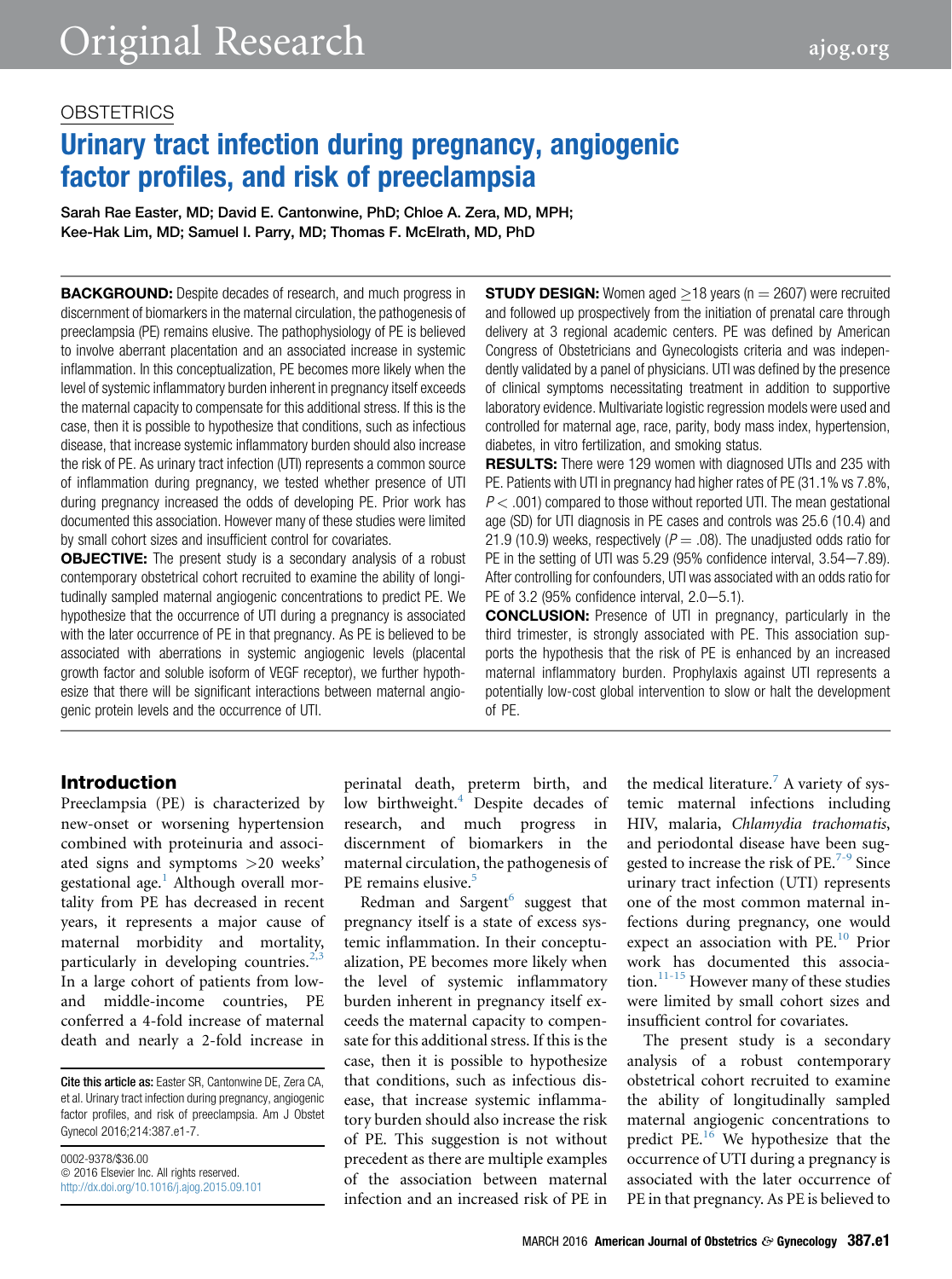OBSTETRICS

# Urinary tract infection during pregnancy, angiogenic factor profiles, and risk of preeclampsia

Sarah Rae Easter, MD; David E. Cantonwine, PhD; Chloe A. Zera, MD, MPH; Kee-Hak Lim, MD; Samuel I. Parry, MD; Thomas F. McElrath, MD, PhD

**BACKGROUND:** Despite decades of research, and much progress in discernment of biomarkers in the maternal circulation, the pathogenesis of preeclampsia (PE) remains elusive. The pathophysiology of PE is believed to involve aberrant placentation and an associated increase in systemic inflammation. In this conceptualization, PE becomes more likely when the level of systemic inflammatory burden inherent in pregnancy itself exceeds the maternal capacity to compensate for this additional stress. If this is the case, then it is possible to hypothesize that conditions, such as infectious disease, that increase systemic inflammatory burden should also increase the risk of PE. As urinary tract infection (UTI) represents a common source of inflammation during pregnancy, we tested whether presence of UTI during pregnancy increased the odds of developing PE. Prior work has documented this association. However many of these studies were limited by small cohort sizes and insufficient control for covariates.

**OBJECTIVE:** The present study is a secondary analysis of a robust contemporary obstetrical cohort recruited to examine the ability of longitudinally sampled maternal angiogenic concentrations to predict PE. We hypothesize that the occurrence of UTI during a pregnancy is associated with the later occurrence of PE in that pregnancy. As PE is believed to be associated with aberrations in systemic angiogenic levels (placental growth factor and soluble isoform of VEGF receptor), we further hypothesize that there will be significant interactions between maternal angiogenic protein levels and the occurrence of UTI.

**STUDY DESIGN:** Women aged $\geq$18 years (n = 2607) were recruited and followed up prospectively from the initiation of prenatal care through delivery at 3 regional academic centers. PE was defined by American Congress of Obstetricians and Gynecologists criteria and was independently validated by a panel of physicians. UTI was defined by the presence of clinical symptoms necessitating treatment in addition to supportive laboratory evidence. Multivariate logistic regression models were used and controlled for maternal age, race, parity, body mass index, hypertension, diabetes, in vitro fertilization, and smoking status.

**RESULTS:** There were 129 women with diagnosed UTIs and 235 with PE. Patients with UTI in pregnancy had higher rates of PE (31.1% vs 7.8%, $P < .001$) compared to those without reported UTI. The mean gestational age (SD) for UTI diagnosis in PE cases and controls was 25.6 (10.4) and 21.9 (10.9) weeks, respectively ($P = .08$). The unadjusted odds ratio for PE in the setting of UTI was 5.29 (95% confidence interval, 3.54—7.89). After controlling for confounders, UTI was associated with an odds ratio for PE of 3.2 (95% confidence interval, 2.0—5.1).

**CONCLUSION:** Presence of UTI in pregnancy, particularly in the third trimester, is strongly associated with PE. This association supports the hypothesis that the risk of PE is enhanced by an increased maternal inflammatory burden. Prophylaxis against UTI represents a potentially low-cost global intervention to slow or halt the development of PE.

## Introduction

Preeclampsia (PE) is characterized by new-onset or worsening hypertension combined with proteinuria and associated signs and symptoms >20 weeks' gestational age.[1] Although overall mortality from PE has decreased in recent years, it represents a major cause of maternal morbidity and mortality, particularly in developing countries.[2,3] In a large cohort of patients from low- and middle-income countries, PE conferred a 4-fold increase of maternal death and nearly a 2-fold increase in perinatal death, preterm birth, and low birthweight.[4] Despite decades of research, and much progress in discernment of biomarkers in the maternal circulation, the pathogenesis of PE remains elusive.[5]

Redman and Sargent[6] suggest that pregnancy itself is a state of excess systemic inflammation. In their conceptualization, PE becomes more likely when the level of systemic inflammatory burden inherent in pregnancy itself exceeds the maternal capacity to compensate for this additional stress. If this is the case, then it is possible to hypothesize that conditions, such as infectious disease, that increase systemic inflammatory burden should also increase the risk of PE. This suggestion is not without precedent as there are multiple examples of the association between maternal infection and an increased risk of PE in the medical literature.[7] A variety of systemic maternal infections including HIV, malaria, *Chlamydia trachomatis*, and periodontal disease have been suggested to increase the risk of PE.[7-9] Since urinary tract infection (UTI) represents one of the most common maternal infections during pregnancy, one would expect an association with PE.[10] Prior work has documented this association.[11-15] However many of these studies were limited by small cohort sizes and insufficient control for covariates.

The present study is a secondary analysis of a robust contemporary obstetrical cohort recruited to examine the ability of longitudinally sampled maternal angiogenic concentrations to predict PE.[16] We hypothesize that the occurrence of UTI during a pregnancy is associated with the later occurrence of PE in that pregnancy. As PE is believed to

**Cite this article as:** Easter SR, Cantonwine DE, Zera CA, et al. Urinary tract infection during pregnancy, angiogenic factor profiles, and risk of preeclampsia. Am J Obstet Gynecol 2016;214:387.e1-7.

0002-9378/$36.00
© 2016 Elsevier Inc. All rights reserved.
http://dx.doi.org/10.1016/j.ajog.2015.09.101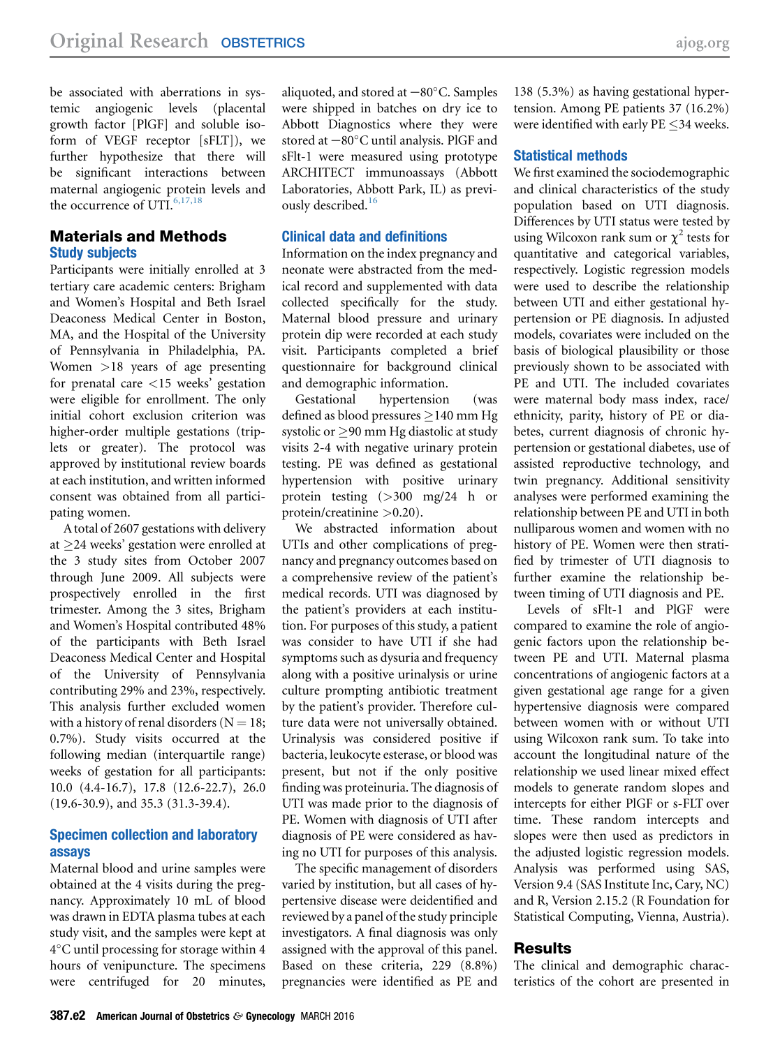be associated with aberrations in systemic angiogenic levels (placental growth factor [PlGF] and soluble isoform of VEGF receptor [sFLT]), we further hypothesize that there will be significant interactions between maternal angiogenic protein levels and the occurrence of UTI.[6,17,18]

## Materials and Methods

### Study subjects

Participants were initially enrolled at 3 tertiary care academic centers: Brigham and Women's Hospital and Beth Israel Deaconess Medical Center in Boston, MA, and the Hospital of the University of Pennsylvania in Philadelphia, PA. Women >18 years of age presenting for prenatal care <15 weeks' gestation were eligible for enrollment. The only initial cohort exclusion criterion was higher-order multiple gestations (triplets or greater). The protocol was approved by institutional review boards at each institution, and written informed consent was obtained from all participating women.

A total of 2607 gestations with delivery at ≥24 weeks' gestation were enrolled at the 3 study sites from October 2007 through June 2009. All subjects were prospectively enrolled in the first trimester. Among the 3 sites, Brigham and Women's Hospital contributed 48% of the participants with Beth Israel Deaconess Medical Center and Hospital of the University of Pennsylvania contributing 29% and 23%, respectively. This analysis further excluded women with a history of renal disorders (N = 18; 0.7%). Study visits occurred at the following median (interquartile range) weeks of gestation for all participants: 10.0 (4.4-16.7), 17.8 (12.6-22.7), 26.0 (19.6-30.9), and 35.3 (31.3-39.4).

### Specimen collection and laboratory assays

Maternal blood and urine samples were obtained at the 4 visits during the pregnancy. Approximately 10 mL of blood was drawn in EDTA plasma tubes at each study visit, and the samples were kept at 4°C until processing for storage within 4 hours of venipuncture. The specimens were centrifuged for 20 minutes, aliquoted, and stored at −80°C. Samples were shipped in batches on dry ice to Abbott Diagnostics where they were stored at −80°C until analysis. PlGF and sFlt-1 were measured using prototype ARCHITECT immunoassays (Abbott Laboratories, Abbott Park, IL) as previously described.[16]

### Clinical data and definitions

Information on the index pregnancy and neonate were abstracted from the medical record and supplemented with data collected specifically for the study. Maternal blood pressure and urinary protein dip were recorded at each study visit. Participants completed a brief questionnaire for background clinical and demographic information.

Gestational hypertension (was defined as blood pressures ≥140 mm Hg systolic or ≥90 mm Hg diastolic at study visits 2-4 with negative urinary protein testing. PE was defined as gestational hypertension with positive urinary protein testing (>300 mg/24 h or protein/creatinine >0.20).

We abstracted information about UTIs and other complications of pregnancy and pregnancy outcomes based on a comprehensive review of the patient's medical records. UTI was diagnosed by the patient's providers at each institution. For purposes of this study, a patient was consider to have UTI if she had symptoms such as dysuria and frequency along with a positive urinalysis or urine culture prompting antibiotic treatment by the patient's provider. Therefore culture data were not universally obtained. Urinalysis was considered positive if bacteria, leukocyte esterase, or blood was present, but not if the only positive finding was proteinuria. The diagnosis of UTI was made prior to the diagnosis of PE. Women with diagnosis of UTI after diagnosis of PE were considered as having no UTI for purposes of this analysis.

The specific management of disorders varied by institution, but all cases of hypertensive disease were deidentified and reviewed by a panel of the study principle investigators. A final diagnosis was only assigned with the approval of this panel. Based on these criteria, 229 (8.8%) pregnancies were identified as PE and 138 (5.3%) as having gestational hypertension. Among PE patients 37 (16.2%) were identified with early PE ≤34 weeks.

### Statistical methods

We first examined the sociodemographic and clinical characteristics of the study population based on UTI diagnosis. Differences by UTI status were tested by using Wilcoxon rank sum or $\chi^2$ tests for quantitative and categorical variables, respectively. Logistic regression models were used to describe the relationship between UTI and either gestational hypertension or PE diagnosis. In adjusted models, covariates were included on the basis of biological plausibility or those previously shown to be associated with PE and UTI. The included covariates were maternal body mass index, race/ethnicity, parity, history of PE or diabetes, current diagnosis of chronic hypertension or gestational diabetes, use of assisted reproductive technology, and twin pregnancy. Additional sensitivity analyses were performed examining the relationship between PE and UTI in both nulliparous women and women with no history of PE. Women were then stratified by trimester of UTI diagnosis to further examine the relationship between timing of UTI diagnosis and PE.

Levels of sFlt-1 and PlGF were compared to examine the role of angiogenic factors upon the relationship between PE and UTI. Maternal plasma concentrations of angiogenic factors at a given gestational age range for a given hypertensive diagnosis were compared between women with or without UTI using Wilcoxon rank sum. To take into account the longitudinal nature of the relationship we used linear mixed effect models to generate random slopes and intercepts for either PlGF or s-FLT over time. These random intercepts and slopes were then used as predictors in the adjusted logistic regression models. Analysis was performed using SAS, Version 9.4 (SAS Institute Inc, Cary, NC) and R, Version 2.15.2 (R Foundation for Statistical Computing, Vienna, Austria).

## Results

The clinical and demographic characteristics of the cohort are presented in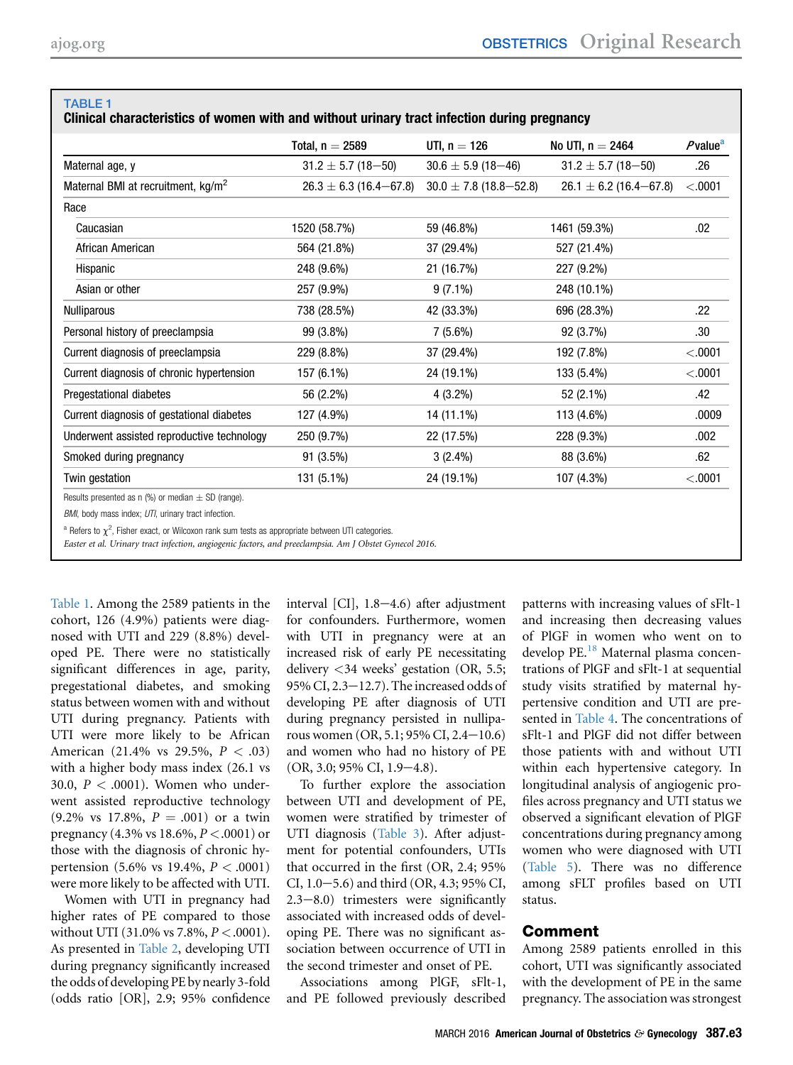**TABLE 1**
**Clinical characteristics of women with and without urinary tract infection during pregnancy**

| | Total, n = 2589 | UTI, n = 126 | No UTI, n = 2464 | *P* value[a] |
|---|---|---|---|---|
| Maternal age, y | 31.2 ± 5.7 (18–50) | 30.6 ± 5.9 (18–46) | 31.2 ± 5.7 (18–50) | .26 |
| Maternal BMI at recruitment, kg/m$^2$ | 26.3 ± 6.3 (16.4–67.8) | 30.0 ± 7.8 (18.8–52.8) | 26.1 ± 6.2 (16.4–67.8) | <.0001 |
| Race | | | | |
| Caucasian | 1520 (58.7%) | 59 (46.8%) | 1461 (59.3%) | .02 |
| African American | 564 (21.8%) | 37 (29.4%) | 527 (21.4%) | |
| Hispanic | 248 (9.6%) | 21 (16.7%) | 227 (9.2%) | |
| Asian or other | 257 (9.9%) | 9 (7.1%) | 248 (10.1%) | |
| Nulliparous | 738 (28.5%) | 42 (33.3%) | 696 (28.3%) | .22 |
| Personal history of preeclampsia | 99 (3.8%) | 7 (5.6%) | 92 (3.7%) | .30 |
| Current diagnosis of preeclampsia | 229 (8.8%) | 37 (29.4%) | 192 (7.8%) | <.0001 |
| Current diagnosis of chronic hypertension | 157 (6.1%) | 24 (19.1%) | 133 (5.4%) | <.0001 |
| Pregestational diabetes | 56 (2.2%) | 4 (3.2%) | 52 (2.1%) | .42 |
| Current diagnosis of gestational diabetes | 127 (4.9%) | 14 (11.1%) | 113 (4.6%) | .0009 |
| Underwent assisted reproductive technology | 250 (9.7%) | 22 (17.5%) | 228 (9.3%) | .002 |
| Smoked during pregnancy | 91 (3.5%) | 3 (2.4%) | 88 (3.6%) | .62 |
| Twin gestation | 131 (5.1%) | 24 (19.1%) | 107 (4.3%) | <.0001 |

Results presented as n (%) or median ± SD (range).

*BMI*, body mass index; *UTI*, urinary tract infection.

[a] Refers to $\chi^2$, Fisher exact, or Wilcoxon rank sum tests as appropriate between UTI categories.

*Easter et al. Urinary tract infection, angiogenic factors, and preeclampsia. Am J Obstet Gynecol 2016.*

Table 1. Among the 2589 patients in the cohort, 126 (4.9%) patients were diagnosed with UTI and 229 (8.8%) developed PE. There were no statistically significant differences in age, parity, pregestational diabetes, and smoking status between women with and without UTI during pregnancy. Patients with UTI were more likely to be African American (21.4% vs 29.5%, $P < .03$) with a higher body mass index (26.1 vs 30.0, $P < .0001$). Women who underwent assisted reproductive technology (9.2% vs 17.8%, $P = .001$) or a twin pregnancy (4.3% vs 18.6%, $P < .0001$) or those with the diagnosis of chronic hypertension (5.6% vs 19.4%, $P < .0001$) were more likely to be affected with UTI.

Women with UTI in pregnancy had higher rates of PE compared to those without UTI (31.0% vs 7.8%, $P < .0001$). As presented in Table 2, developing UTI during pregnancy significantly increased the odds of developing PE by nearly 3-fold (odds ratio [OR], 2.9; 95% confidence interval [CI], 1.8–4.6) after adjustment for confounders. Furthermore, women with UTI in pregnancy were at an increased risk of early PE necessitating delivery <34 weeks' gestation (OR, 5.5; 95% CI, 2.3–12.7). The increased odds of developing PE after diagnosis of UTI during pregnancy persisted in nulliparous women (OR, 5.1; 95% CI, 2.4–10.6) and women who had no history of PE (OR, 3.0; 95% CI, 1.9–4.8).

To further explore the association between UTI and development of PE, women were stratified by trimester of UTI diagnosis (Table 3). After adjustment for potential confounders, UTIs that occurred in the first (OR, 2.4; 95% CI, 1.0–5.6) and third (OR, 4.3; 95% CI, 2.3–8.0) trimesters were significantly associated with increased odds of developing PE. There was no significant association between occurrence of UTI in the second trimester and onset of PE.

Associations among PlGF, sFlt-1, and PE followed previously described patterns with increasing values of sFlt-1 and increasing then decreasing values of PlGF in women who went on to develop PE.[18] Maternal plasma concentrations of PlGF and sFlt-1 at sequential study visits stratified by maternal hypertensive condition and UTI are presented in Table 4. The concentrations of sFlt-1 and PlGF did not differ between those patients with and without UTI within each hypertensive category. In longitudinal analysis of angiogenic profiles across pregnancy and UTI status we observed a significant elevation of PlGF concentrations during pregnancy among women who were diagnosed with UTI (Table 5). There was no difference among sFLT profiles based on UTI status.

## Comment

Among 2589 patients enrolled in this cohort, UTI was significantly associated with the development of PE in the same pregnancy. The association was strongest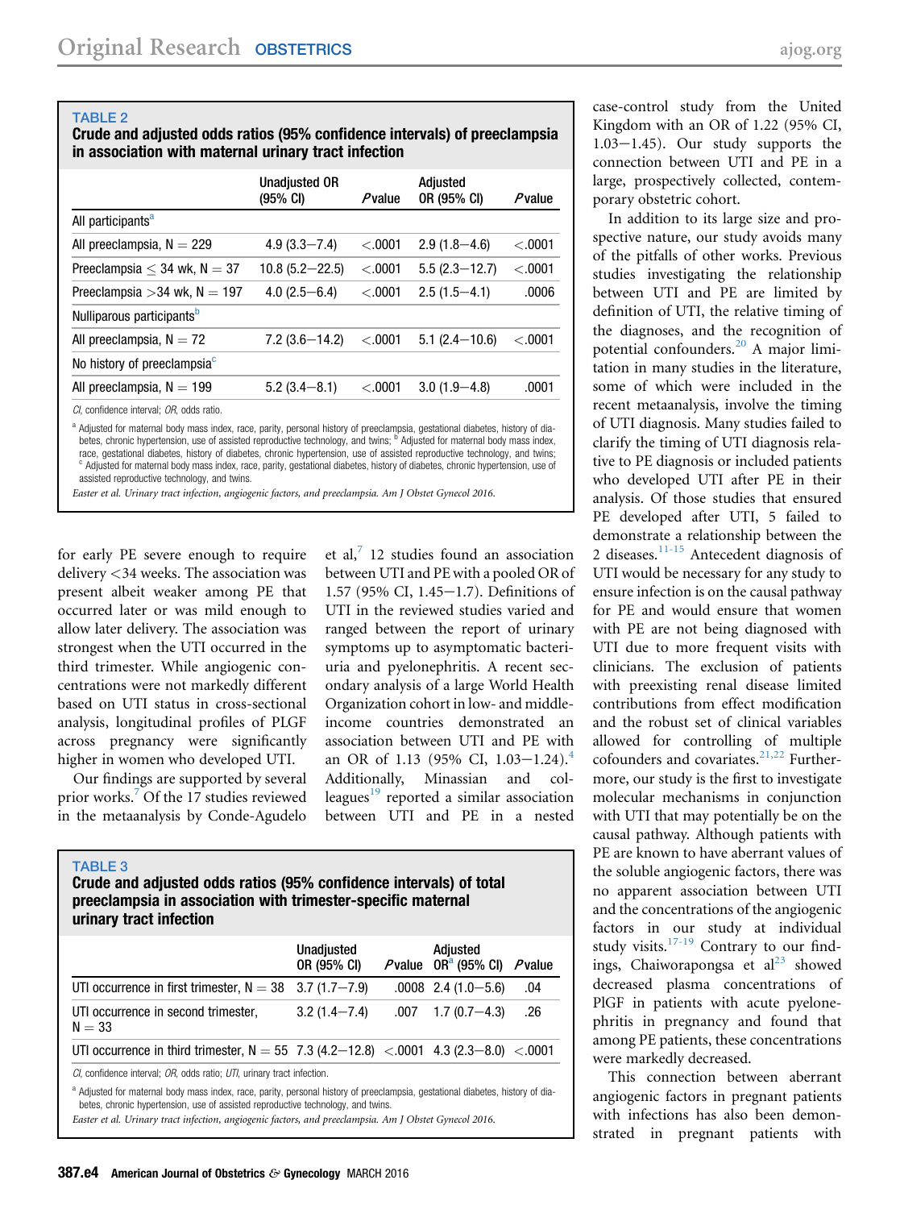**TABLE 2**
**Crude and adjusted odds ratios (95% confidence intervals) of preeclampsia in association with maternal urinary tract infection**

| | Unadjusted OR (95% CI) | *P* value | Adjusted OR (95% CI) | *P* value |
|---|---|---|---|---|
| All participants[a] | | | | |
| All preeclampsia, N = 229 | 4.9 (3.3–7.4) | <.0001 | 2.9 (1.8–4.6) | <.0001 |
| Preeclampsia ≤ 34 wk, N = 37 | 10.8 (5.2–22.5) | <.0001 | 5.5 (2.3–12.7) | <.0001 |
| Preeclampsia >34 wk, N = 197 | 4.0 (2.5–6.4) | <.0001 | 2.5 (1.5–4.1) | .0006 |
| Nulliparous participants[b] | | | | |
| All preeclampsia, N = 72 | 7.2 (3.6–14.2) | <.0001 | 5.1 (2.4–10.6) | <.0001 |
| No history of preeclampsia[c] | | | | |
| All preeclampsia, N = 199 | 5.2 (3.4–8.1) | <.0001 | 3.0 (1.9–4.8) | .0001 |

*CI*, confidence interval; *OR*, odds ratio.

[a] Adjusted for maternal body mass index, race, parity, personal history of preeclampsia, gestational diabetes, history of diabetes, chronic hypertension, use of assisted reproductive technology, and twins; [b] Adjusted for maternal body mass index, race, gestational diabetes, history of diabetes, chronic hypertension, use of assisted reproductive technology, and twins; [c] Adjusted for maternal body mass index, race, parity, gestational diabetes, history of diabetes, chronic hypertension, use of assisted reproductive technology, and twins.

*Easter et al. Urinary tract infection, angiogenic factors, and preeclampsia. Am J Obstet Gynecol 2016.*

for early PE severe enough to require delivery <34 weeks. The association was present albeit weaker among PE that occurred later or was mild enough to allow later delivery. The association was strongest when the UTI occurred in the third trimester. While angiogenic concentrations were not markedly different based on UTI status in cross-sectional analysis, longitudinal profiles of PLGF across pregnancy were significantly higher in women who developed UTI.

Our findings are supported by several prior works.[7] Of the 17 studies reviewed in the metaanalysis by Conde-Agudelo et al,[7] 12 studies found an association between UTI and PE with a pooled OR of 1.57 (95% CI, 1.45–1.7). Definitions of UTI in the reviewed studies varied and ranged between the report of urinary symptoms up to asymptomatic bacteriuria and pyelonephritis. A recent secondary analysis of a large World Health Organization cohort in low- and middle-income countries demonstrated an association between UTI and PE with an OR of 1.13 (95% CI, 1.03–1.24).[4] Additionally, Minassian and colleagues[19] reported a similar association between UTI and PE in a nested case-control study from the United Kingdom with an OR of 1.22 (95% CI, 1.03–1.45). Our study supports the connection between UTI and PE in a large, prospectively collected, contemporary obstetric cohort.

In addition to its large size and prospective nature, our study avoids many of the pitfalls of other works. Previous studies investigating the relationship between UTI and PE are limited by definition of UTI, the relative timing of the diagnoses, and the recognition of potential confounders.[20] A major limitation in many studies in the literature, some of which were included in the recent metaanalysis, involve the timing of UTI diagnosis. Many studies failed to clarify the timing of UTI diagnosis relative to PE diagnosis or included patients who developed UTI after PE in their analysis. Of those studies that ensured PE developed after UTI, 5 failed to demonstrate a relationship between the 2 diseases.[11-15] Antecedent diagnosis of UTI would be necessary for any study to ensure infection is on the causal pathway for PE and would ensure that women with PE are not being diagnosed with UTI due to more frequent visits with clinicians. The exclusion of patients with preexisting renal disease limited contributions from effect modification and the robust set of clinical variables allowed for controlling of multiple cofounders and covariates.[21,22] Furthermore, our study is the first to investigate molecular mechanisms in conjunction with UTI that may potentially be on the causal pathway. Although patients with PE are known to have aberrant values of the soluble angiogenic factors, there was no apparent association between UTI and the concentrations of the angiogenic factors in our study at individual study visits.[17-19] Contrary to our findings, Chaiworapongsa et al[23] showed decreased plasma concentrations of PlGF in patients with acute pyelonephritis in pregnancy and found that among PE patients, these concentrations were markedly decreased.

This connection between aberrant angiogenic factors in pregnant patients with infections has also been demonstrated in pregnant patients with

**TABLE 3**
**Crude and adjusted odds ratios (95% confidence intervals) of total preeclampsia in association with trimester-specific maternal urinary tract infection**

| | Unadjusted OR (95% CI) | *P* value | Adjusted OR[a] (95% CI) | *P* value |
|---|---|---|---|---|
| UTI occurrence in first trimester, N = 38 | 3.7 (1.7–7.9) | .0008 | 2.4 (1.0–5.6) | .04 |
| UTI occurrence in second trimester, N = 33 | 3.2 (1.4–7.4) | .007 | 1.7 (0.7–4.3) | .26 |
| UTI occurrence in third trimester, N = 55 | 7.3 (4.2–12.8) | <.0001 | 4.3 (2.3–8.0) | <.0001 |

*CI*, confidence interval; *OR*, odds ratio; *UTI*, urinary tract infection.

[a] Adjusted for maternal body mass index, race, parity, personal history of preeclampsia, gestational diabetes, history of diabetes, chronic hypertension, use of assisted reproductive technology, and twins.

*Easter et al. Urinary tract infection, angiogenic factors, and preeclampsia. Am J Obstet Gynecol 2016.*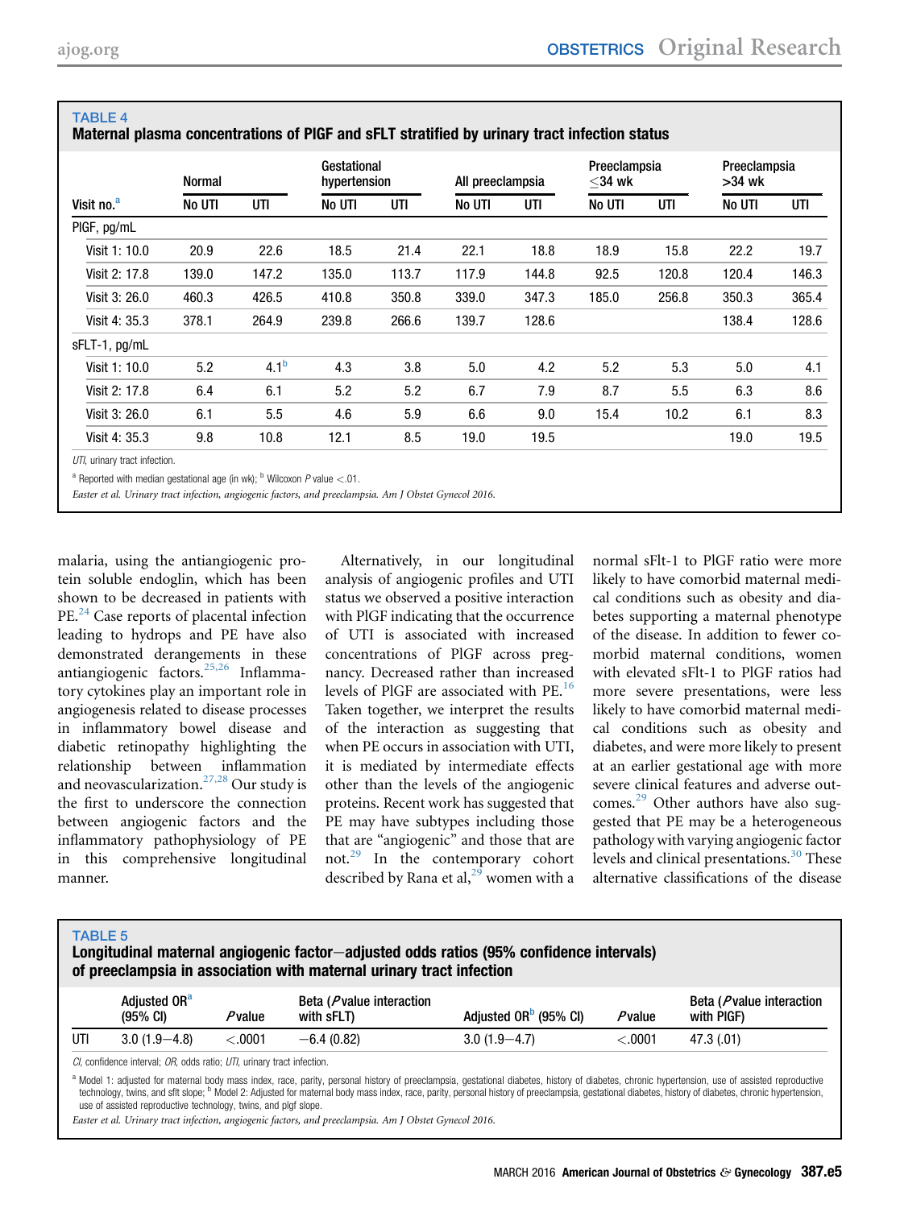**TABLE 4**
**Maternal plasma concentrations of PlGF and sFLT stratified by urinary tract infection status**

| | Normal | | Gestational hypertension | | All preeclampsia | | Preeclampsia ≤34 wk | | Preeclampsia >34 wk | |
|---|---|---|---|---|---|---|---|---|---|---|
| Visit no.[a] | No UTI | UTI | No UTI | UTI | No UTI | UTI | No UTI | UTI | No UTI | UTI |
| PlGF, pg/mL | | | | | | | | | | |
| Visit 1: 10.0 | 20.9 | 22.6 | 18.5 | 21.4 | 22.1 | 18.8 | 18.9 | 15.8 | 22.2 | 19.7 |
| Visit 2: 17.8 | 139.0 | 147.2 | 135.0 | 113.7 | 117.9 | 144.8 | 92.5 | 120.8 | 120.4 | 146.3 |
| Visit 3: 26.0 | 460.3 | 426.5 | 410.8 | 350.8 | 339.0 | 347.3 | 185.0 | 256.8 | 350.3 | 365.4 |
| Visit 4: 35.3 | 378.1 | 264.9 | 239.8 | 266.6 | 139.7 | 128.6 | | | 138.4 | 128.6 |
| sFLT-1, pg/mL | | | | | | | | | | |
| Visit 1: 10.0 | 5.2 | 4.1[b] | 4.3 | 3.8 | 5.0 | 4.2 | 5.2 | 5.3 | 5.0 | 4.1 |
| Visit 2: 17.8 | 6.4 | 6.1 | 5.2 | 5.2 | 6.7 | 7.9 | 8.7 | 5.5 | 6.3 | 8.6 |
| Visit 3: 26.0 | 6.1 | 5.5 | 4.6 | 5.9 | 6.6 | 9.0 | 15.4 | 10.2 | 6.1 | 8.3 |
| Visit 4: 35.3 | 9.8 | 10.8 | 12.1 | 8.5 | 19.0 | 19.5 | | | 19.0 | 19.5 |

*UTI*, urinary tract infection.

[a] Reported with median gestational age (in wk); [b] Wilcoxon *P* value <.01.

*Easter et al. Urinary tract infection, angiogenic factors, and preeclampsia. Am J Obstet Gynecol 2016.*

malaria, using the antiangiogenic protein soluble endoglin, which has been shown to be decreased in patients with PE.[24] Case reports of placental infection leading to hydrops and PE have also demonstrated derangements in these antiangiogenic factors.[25,26] Inflammatory cytokines play an important role in angiogenesis related to disease processes in inflammatory bowel disease and diabetic retinopathy highlighting the relationship between inflammation and neovascularization.[27,28] Our study is the first to underscore the connection between angiogenic factors and the inflammatory pathophysiology of PE in this comprehensive longitudinal manner.

Alternatively, in our longitudinal analysis of angiogenic profiles and UTI status we observed a positive interaction with PlGF indicating that the occurrence of UTI is associated with increased concentrations of PlGF across pregnancy. Decreased rather than increased levels of PlGF are associated with PE.[16] Taken together, we interpret the results of the interaction as suggesting that when PE occurs in association with UTI, it is mediated by intermediate effects other than the levels of the angiogenic proteins. Recent work has suggested that PE may have subtypes including those that are "angiogenic" and those that are not.[29] In the contemporary cohort described by Rana et al,[29] women with a normal sFlt-1 to PlGF ratio were more likely to have comorbid maternal medical conditions such as obesity and diabetes supporting a maternal phenotype of the disease. In addition to fewer comorbid maternal conditions, women with elevated sFlt-1 to PlGF ratios had more severe presentations, were less likely to have comorbid maternal medical conditions such as obesity and diabetes, and were more likely to present at an earlier gestational age with more severe clinical features and adverse outcomes.[29] Other authors have also suggested that PE may be a heterogeneous pathology with varying angiogenic factor levels and clinical presentations.[30] These alternative classifications of the disease

**TABLE 5**
**Longitudinal maternal angiogenic factor–adjusted odds ratios (95% confidence intervals) of preeclampsia in association with maternal urinary tract infection**

| | Adjusted OR[a] (95% CI) | *P* value | Beta (*P* value interaction with sFLT) | Adjusted OR[b] (95% CI) | *P* value | Beta (*P* value interaction with PlGF) |
|---|---|---|---|---|---|---|
| UTI | 3.0 (1.9–4.8) | <.0001 | −6.4 (0.82) | 3.0 (1.9–4.7) | <.0001 | 47.3 (.01) |

*CI*, confidence interval; *OR*, odds ratio; *UTI*, urinary tract infection.

[a] Model 1: adjusted for maternal body mass index, race, parity, personal history of preeclampsia, gestational diabetes, history of diabetes, chronic hypertension, use of assisted reproductive technology, twins, and sflt slope; [b] Model 2: Adjusted for maternal body mass index, race, parity, personal history of preeclampsia, gestational diabetes, history of diabetes, chronic hypertension, use of assisted reproductive technology, twins, and plgf slope.

*Easter et al. Urinary tract infection, angiogenic factors, and preeclampsia. Am J Obstet Gynecol 2016.*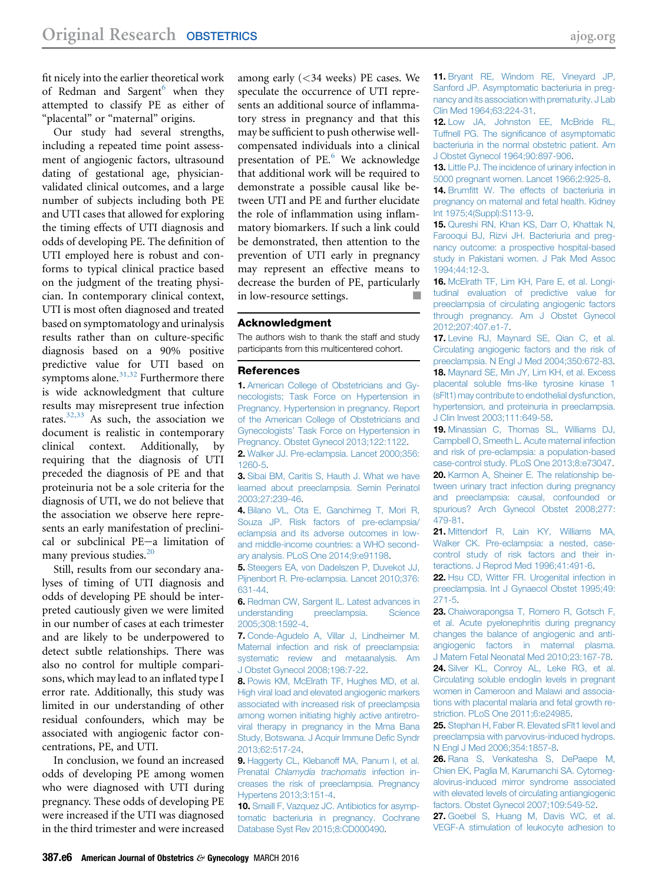fit nicely into the earlier theoretical work of Redman and Sargent[6] when they attempted to classify PE as either of "placental" or "maternal" origins.

Our study had several strengths, including a repeated time point assessment of angiogenic factors, ultrasound dating of gestational age, physician-validated clinical outcomes, and a large number of subjects including both PE and UTI cases that allowed for exploring the timing effects of UTI diagnosis and odds of developing PE. The definition of UTI employed here is robust and conforms to typical clinical practice based on the judgment of the treating physician. In contemporary clinical context, UTI is most often diagnosed and treated based on symptomatology and urinalysis results rather than on culture-specific diagnosis based on a 90% positive predictive value for UTI based on symptoms alone.[31,32] Furthermore there is wide acknowledgment that culture results may misrepresent true infection rates.[32,33] As such, the association we document is realistic in contemporary clinical context. Additionally, by requiring that the diagnosis of UTI preceded the diagnosis of PE and that proteinuria not be a sole criteria for the diagnosis of UTI, we do not believe that the association we observe here represents an early manifestation of preclinical or subclinical PE—a limitation of many previous studies.[20]

Still, results from our secondary analyses of timing of UTI diagnosis and odds of developing PE should be interpreted cautiously given we were limited in our number of cases at each trimester and are likely to be underpowered to detect subtle relationships. There was also no control for multiple comparisons, which may lead to an inflated type I error rate. Additionally, this study was limited in our understanding of other residual confounders, which may be associated with angiogenic factor concentrations, PE, and UTI.

In conclusion, we found an increased odds of developing PE among women who were diagnosed with UTI during pregnancy. These odds of developing PE were increased if the UTI was diagnosed in the third trimester and were increased among early (<34 weeks) PE cases. We speculate the occurrence of UTI represents an additional source of inflammatory stress in pregnancy and that this may be sufficient to push otherwise well-compensated individuals into a clinical presentation of PE.[6] We acknowledge that additional work will be required to demonstrate a possible causal like between UTI and PE and further elucidate the role of inflammation using inflammatory biomarkers. If such a link could be demonstrated, then attention to the prevention of UTI early in pregnancy may represent an effective means to decrease the burden of PE, particularly in low-resource settings. ■

## Acknowledgment

The authors wish to thank the staff and study participants from this multicentered cohort.

## References

1. American College of Obstetricians and Gynecologists; Task Force on Hypertension in Pregnancy. Hypertension in pregnancy. Report of the American College of Obstetricians and Gynecologists' Task Force on Hypertension in Pregnancy. Obstet Gynecol 2013;122:1122.
2. Walker JJ. Pre-eclampsia. Lancet 2000;356:1260-5.
3. Sibai BM, Caritis S, Hauth J. What we have learned about preeclampsia. Semin Perinatol 2003;27:239-46.
4. Bilano VL, Ota E, Ganchimeg T, Mori R, Souza JP. Risk factors of pre-eclampsia/eclampsia and its adverse outcomes in low- and middle-income countries: a WHO secondary analysis. PLoS One 2014;9:e91198.
5. Steegers EA, von Dadelszen P, Duvekot JJ, Pijnenborg R. Pre-eclampsia. Lancet 2010;376:631-44.
6. Redman CW, Sargent IL. Latest advances in understanding preeclampsia. Science 2005;308:1592-4.
7. Conde-Agudelo A, Villar J, Lindheimer M. Maternal infection and risk of preeclampsia: systematic review and metaanalysis. Am J Obstet Gynecol 2008;198:7-22.
8. Powis KM, McElrath TF, Hughes MD, et al. High viral load and elevated angiogenic markers associated with increased risk of preeclampsia among women initiating highly active antiretroviral therapy in pregnancy in the Mma Bana Study, Botswana. J Acquir Immune Defic Syndr 2013;62:517-24.
9. Haggerty CL, Klebanoff MA, Panum I, et al. Prenatal *Chlamydia trachomatis* infection increases the risk of preeclampsia. Pregnancy Hypertens 2013;3:151-4.
10. Smaill F, Vazquez JC. Antibiotics for asymptomatic bacteriuria in pregnancy. Cochrane Database Syst Rev 2015;8:CD000490.
11. Bryant RE, Windom RE, Vineyard JP, Sanford JP. Asymptomatic bacteriuria in pregnancy and its association with prematurity. J Lab Clin Med 1964;63:224-31.
12. Low JA, Johnston EE, McBride RL, Tuffnell PG. The significance of asymptomatic bacteriuria in the normal obstetric patient. Am J Obstet Gynecol 1964;90:897-906.
13. Little PJ. The incidence of urinary infection in 5000 pregnant women. Lancet 1966;2:925-8.
14. Brumfitt W. The effects of bacteriuria in pregnancy on maternal and fetal health. Kidney Int 1975;4(Suppl):S113-9.
15. Qureshi RN, Khan KS, Darr O, Khattak N, Farooqui BJ, Rizvi JH. Bacteriuria and pregnancy outcome: a prospective hospital-based study in Pakistani women. J Pak Med Assoc 1994;44:12-3.
16. McElrath TF, Lim KH, Pare E, et al. Longitudinal evaluation of predictive value for preeclampsia of circulating angiogenic factors through pregnancy. Am J Obstet Gynecol 2012;207:407.e1-7.
17. Levine RJ, Maynard SE, Qian C, et al. Circulating angiogenic factors and the risk of preeclampsia. N Engl J Med 2004;350:672-83.
18. Maynard SE, Min JY, Lim KH, et al. Excess placental soluble fms-like tyrosine kinase 1 (sFlt1) may contribute to endothelial dysfunction, hypertension, and proteinuria in preeclampsia. J Clin Invest 2003;111:649-58.
19. Minassian C, Thomas SL, Williams DJ, Campbell O, Smeeth L. Acute maternal infection and risk of pre-eclampsia: a population-based case-control study. PLoS One 2013;8:e73047.
20. Karmon A, Sheiner E. The relationship between urinary tract infection during pregnancy and preeclampsia: causal, confounded or spurious? Arch Gynecol Obstet 2008;277:479-81.
21. Mittendorf R, Lain KY, Williams MA, Walker CK. Pre-eclampsia: a nested, case-control study of risk factors and their interactions. J Reprod Med 1996;41:491-6.
22. Hsu CD, Witter FR. Urogenital infection in preeclampsia. Int J Gynaecol Obstet 1995;49:271-5.
23. Chaiworapongsa T, Romero R, Gotsch F, et al. Acute pyelonephritis during pregnancy changes the balance of angiogenic and anti-angiogenic factors in maternal plasma. J Matern Fetal Neonatal Med 2010;23:167-78.
24. Silver KL, Conroy AL, Leke RG, et al. Circulating soluble endoglin levels in pregnant women in Cameroon and Malawi and associations with placental malaria and fetal growth restriction. PLoS One 2011;6:e24985.
25. Stephan H, Faber R. Elevated sFlt1 level and preeclampsia with parvovirus-induced hydrops. N Engl J Med 2006;354:1857-8.
26. Rana S, Venkatesha S, DePaepe M, Chien EK, Paglia M, Karumanchi SA. Cytomegalovirus-induced mirror syndrome associated with elevated levels of circulating antiangiogenic factors. Obstet Gynecol 2007;109:549-52.
27. Goebel S, Huang M, Davis WC, et al. VEGF-A stimulation of leukocyte adhesion to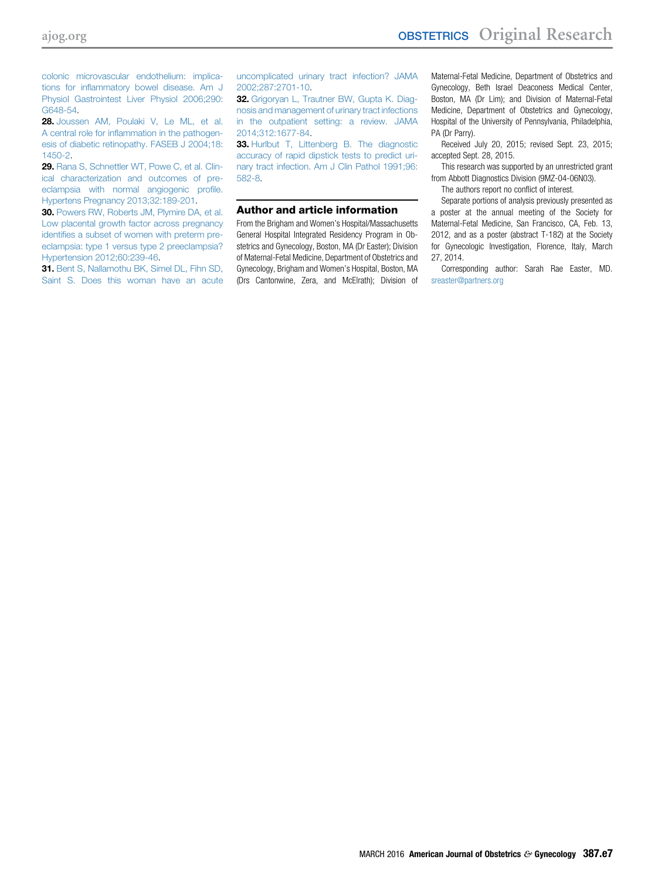colonic microvascular endothelium: implications for inflammatory bowel disease. Am J Physiol Gastrointest Liver Physiol 2006;290:G648-54.

**28.** Joussen AM, Poulaki V, Le ML, et al. A central role for inflammation in the pathogenesis of diabetic retinopathy. FASEB J 2004;18:1450-2.

**29.** Rana S, Schnettler WT, Powe C, et al. Clinical characterization and outcomes of preeclampsia with normal angiogenic profile. Hypertens Pregnancy 2013;32:189-201.

**30.** Powers RW, Roberts JM, Plymire DA, et al. Low placental growth factor across pregnancy identifies a subset of women with preterm preeclampsia: type 1 versus type 2 preeclampsia? Hypertension 2012;60:239-46.

**31.** Bent S, Nallamothu BK, Simel DL, Fihn SD, Saint S. Does this woman have an acute uncomplicated urinary tract infection? JAMA 2002;287:2701-10.

**32.** Grigoryan L, Trautner BW, Gupta K. Diagnosis and management of urinary tract infections in the outpatient setting: a review. JAMA 2014;312:1677-84.

**33.** Hurlbut T, Littenberg B. The diagnostic accuracy of rapid dipstick tests to predict urinary tract infection. Am J Clin Pathol 1991;96:582-8.

## Author and article information

From the Brigham and Women's Hospital/Massachusetts General Hospital Integrated Residency Program in Obstetrics and Gynecology, Boston, MA (Dr Easter); Division of Maternal-Fetal Medicine, Department of Obstetrics and Gynecology, Brigham and Women's Hospital, Boston, MA (Drs Cantonwine, Zera, and McElrath); Division of Maternal-Fetal Medicine, Department of Obstetrics and Gynecology, Beth Israel Deaconess Medical Center, Boston, MA (Dr Lim); and Division of Maternal-Fetal Medicine, Department of Obstetrics and Gynecology, Hospital of the University of Pennsylvania, Philadelphia, PA (Dr Parry).

Received July 20, 2015; revised Sept. 23, 2015; accepted Sept. 28, 2015.

This research was supported by an unrestricted grant from Abbott Diagnostics Division (9MZ-04-06N03).

The authors report no conflict of interest.

Separate portions of analysis previously presented as a poster at the annual meeting of the Society for Maternal-Fetal Medicine, San Francisco, CA, Feb. 13, 2012, and as a poster (abstract T-182) at the Society for Gynecologic Investigation, Florence, Italy, March 27, 2014.

Corresponding author: Sarah Rae Easter, MD. sreaster@partners.org